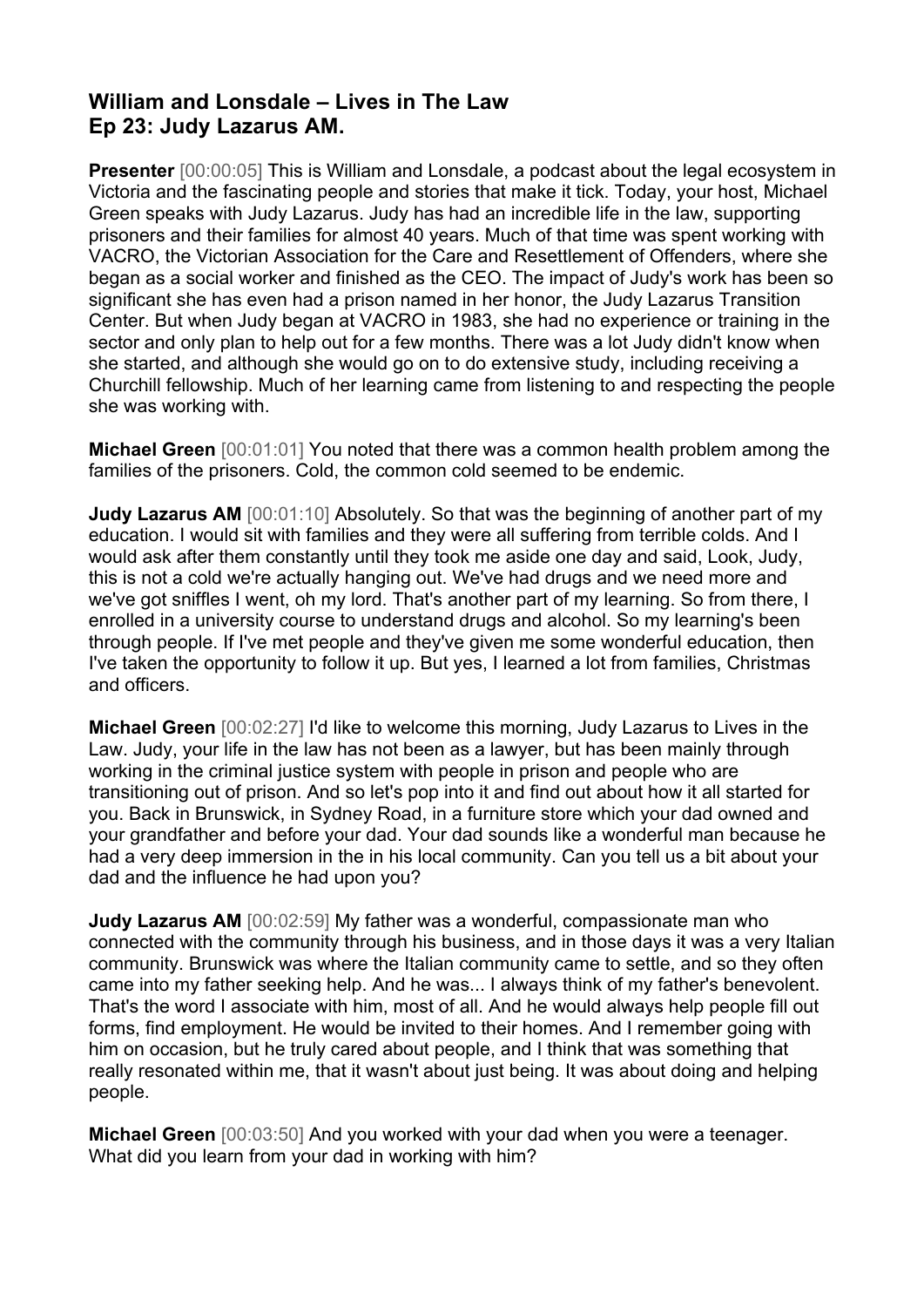# William and Lonsdale – Lives in The Law
# Ep 23: Judy Lazarus AM.

**Presenter** [00:00:05] This is William and Lonsdale, a podcast about the legal ecosystem in Victoria and the fascinating people and stories that make it tick. Today, your host, Michael Green speaks with Judy Lazarus. Judy has had an incredible life in the law, supporting prisoners and their families for almost 40 years. Much of that time was spent working with VACRO, the Victorian Association for the Care and Resettlement of Offenders, where she began as a social worker and finished as the CEO. The impact of Judy's work has been so significant she has even had a prison named in her honor, the Judy Lazarus Transition Center. But when Judy began at VACRO in 1983, she had no experience or training in the sector and only plan to help out for a few months. There was a lot Judy didn't know when she started, and although she would go on to do extensive study, including receiving a Churchill fellowship. Much of her learning came from listening to and respecting the people she was working with.

**Michael Green** [00:01:01] You noted that there was a common health problem among the families of the prisoners. Cold, the common cold seemed to be endemic.

**Judy Lazarus AM** [00:01:10] Absolutely. So that was the beginning of another part of my education. I would sit with families and they were all suffering from terrible colds. And I would ask after them constantly until they took me aside one day and said, Look, Judy, this is not a cold we're actually hanging out. We've had drugs and we need more and we've got sniffles I went, oh my lord. That's another part of my learning. So from there, I enrolled in a university course to understand drugs and alcohol. So my learning's been through people. If I've met people and they've given me some wonderful education, then I've taken the opportunity to follow it up. But yes, I learned a lot from families, Christmas and officers.

**Michael Green** [00:02:27] I'd like to welcome this morning, Judy Lazarus to Lives in the Law. Judy, your life in the law has not been as a lawyer, but has been mainly through working in the criminal justice system with people in prison and people who are transitioning out of prison. And so let's pop into it and find out about how it all started for you. Back in Brunswick, in Sydney Road, in a furniture store which your dad owned and your grandfather and before your dad. Your dad sounds like a wonderful man because he had a very deep immersion in the in his local community. Can you tell us a bit about your dad and the influence he had upon you?

**Judy Lazarus AM** [00:02:59] My father was a wonderful, compassionate man who connected with the community through his business, and in those days it was a very Italian community. Brunswick was where the Italian community came to settle, and so they often came into my father seeking help. And he was... I always think of my father's benevolent. That's the word I associate with him, most of all. And he would always help people fill out forms, find employment. He would be invited to their homes. And I remember going with him on occasion, but he truly cared about people, and I think that was something that really resonated within me, that it wasn't about just being. It was about doing and helping people.

**Michael Green** [00:03:50] And you worked with your dad when you were a teenager. What did you learn from your dad in working with him?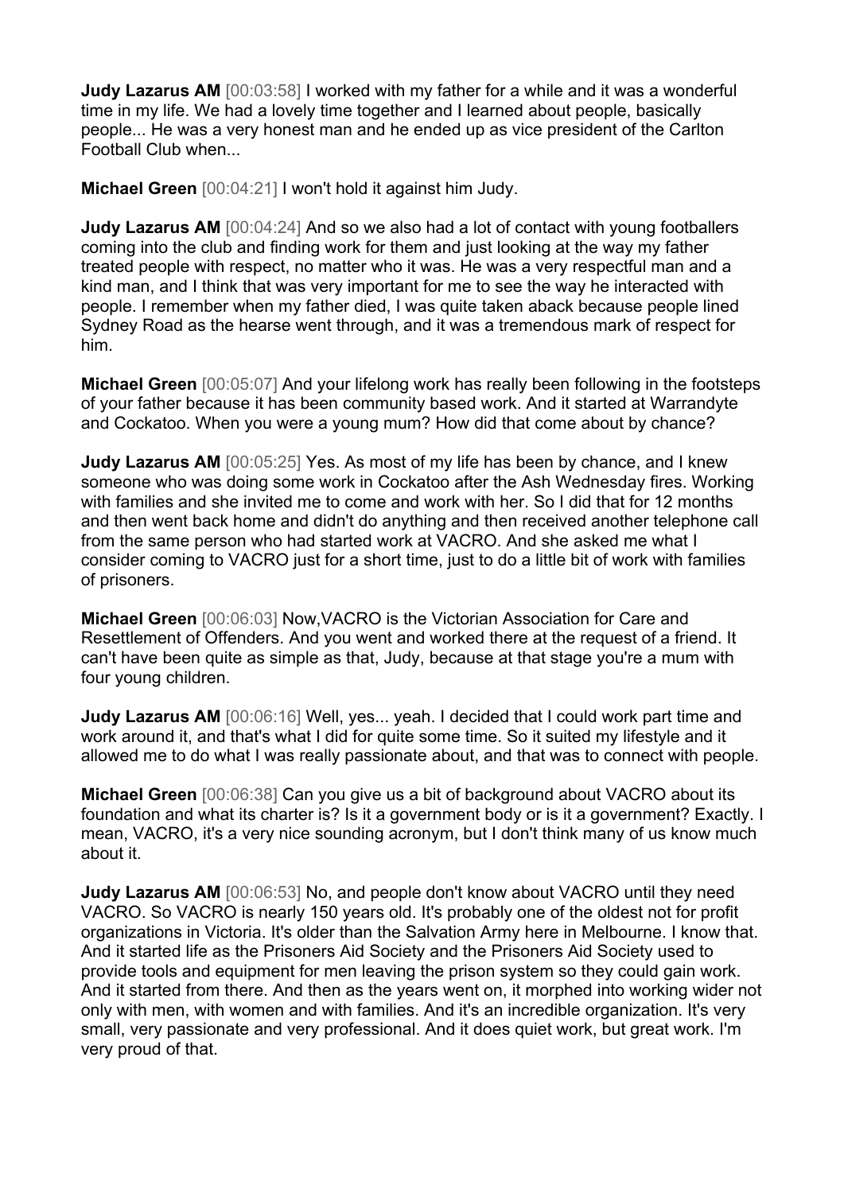**Judy Lazarus AM** [00:03:58] I worked with my father for a while and it was a wonderful time in my life. We had a lovely time together and I learned about people, basically people... He was a very honest man and he ended up as vice president of the Carlton Football Club when...

**Michael Green** [00:04:21] I won't hold it against him Judy.

**Judy Lazarus AM** [00:04:24] And so we also had a lot of contact with young footballers coming into the club and finding work for them and just looking at the way my father treated people with respect, no matter who it was. He was a very respectful man and a kind man, and I think that was very important for me to see the way he interacted with people. I remember when my father died, I was quite taken aback because people lined Sydney Road as the hearse went through, and it was a tremendous mark of respect for him.

**Michael Green** [00:05:07] And your lifelong work has really been following in the footsteps of your father because it has been community based work. And it started at Warrandyte and Cockatoo. When you were a young mum? How did that come about by chance?

**Judy Lazarus AM** [00:05:25] Yes. As most of my life has been by chance, and I knew someone who was doing some work in Cockatoo after the Ash Wednesday fires. Working with families and she invited me to come and work with her. So I did that for 12 months and then went back home and didn't do anything and then received another telephone call from the same person who had started work at VACRO. And she asked me what I consider coming to VACRO just for a short time, just to do a little bit of work with families of prisoners.

**Michael Green** [00:06:03] Now,VACRO is the Victorian Association for Care and Resettlement of Offenders. And you went and worked there at the request of a friend. It can't have been quite as simple as that, Judy, because at that stage you're a mum with four young children.

**Judy Lazarus AM** [00:06:16] Well, yes... yeah. I decided that I could work part time and work around it, and that's what I did for quite some time. So it suited my lifestyle and it allowed me to do what I was really passionate about, and that was to connect with people.

**Michael Green** [00:06:38] Can you give us a bit of background about VACRO about its foundation and what its charter is? Is it a government body or is it a government? Exactly. I mean, VACRO, it's a very nice sounding acronym, but I don't think many of us know much about it.

**Judy Lazarus AM** [00:06:53] No, and people don't know about VACRO until they need VACRO. So VACRO is nearly 150 years old. It's probably one of the oldest not for profit organizations in Victoria. It's older than the Salvation Army here in Melbourne. I know that. And it started life as the Prisoners Aid Society and the Prisoners Aid Society used to provide tools and equipment for men leaving the prison system so they could gain work. And it started from there. And then as the years went on, it morphed into working wider not only with men, with women and with families. And it's an incredible organization. It's very small, very passionate and very professional. And it does quiet work, but great work. I'm very proud of that.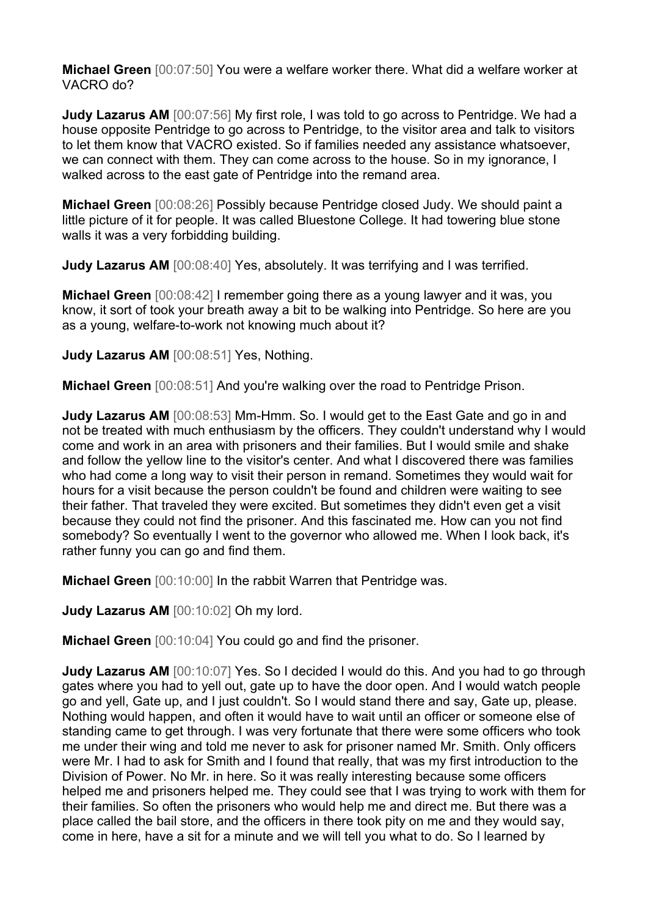**Michael Green** [00:07:50] You were a welfare worker there. What did a welfare worker at VACRO do?

**Judy Lazarus AM** [00:07:56] My first role, I was told to go across to Pentridge. We had a house opposite Pentridge to go across to Pentridge, to the visitor area and talk to visitors to let them know that VACRO existed. So if families needed any assistance whatsoever, we can connect with them. They can come across to the house. So in my ignorance, I walked across to the east gate of Pentridge into the remand area.

**Michael Green** [00:08:26] Possibly because Pentridge closed Judy. We should paint a little picture of it for people. It was called Bluestone College. It had towering blue stone walls it was a very forbidding building.

**Judy Lazarus AM** [00:08:40] Yes, absolutely. It was terrifying and I was terrified.

**Michael Green** [00:08:42] I remember going there as a young lawyer and it was, you know, it sort of took your breath away a bit to be walking into Pentridge. So here are you as a young, welfare-to-work not knowing much about it?

**Judy Lazarus AM** [00:08:51] Yes, Nothing.

**Michael Green** [00:08:51] And you're walking over the road to Pentridge Prison.

**Judy Lazarus AM** [00:08:53] Mm-Hmm. So. I would get to the East Gate and go in and not be treated with much enthusiasm by the officers. They couldn't understand why I would come and work in an area with prisoners and their families. But I would smile and shake and follow the yellow line to the visitor's center. And what I discovered there was families who had come a long way to visit their person in remand. Sometimes they would wait for hours for a visit because the person couldn't be found and children were waiting to see their father. That traveled they were excited. But sometimes they didn't even get a visit because they could not find the prisoner. And this fascinated me. How can you not find somebody? So eventually I went to the governor who allowed me. When I look back, it's rather funny you can go and find them.

**Michael Green** [00:10:00] In the rabbit Warren that Pentridge was.

**Judy Lazarus AM** [00:10:02] Oh my lord.

**Michael Green** [00:10:04] You could go and find the prisoner.

**Judy Lazarus AM** [00:10:07] Yes. So I decided I would do this. And you had to go through gates where you had to yell out, gate up to have the door open. And I would watch people go and yell, Gate up, and I just couldn't. So I would stand there and say, Gate up, please. Nothing would happen, and often it would have to wait until an officer or someone else of standing came to get through. I was very fortunate that there were some officers who took me under their wing and told me never to ask for prisoner named Mr. Smith. Only officers were Mr. I had to ask for Smith and I found that really, that was my first introduction to the Division of Power. No Mr. in here. So it was really interesting because some officers helped me and prisoners helped me. They could see that I was trying to work with them for their families. So often the prisoners who would help me and direct me. But there was a place called the bail store, and the officers in there took pity on me and they would say, come in here, have a sit for a minute and we will tell you what to do. So I learned by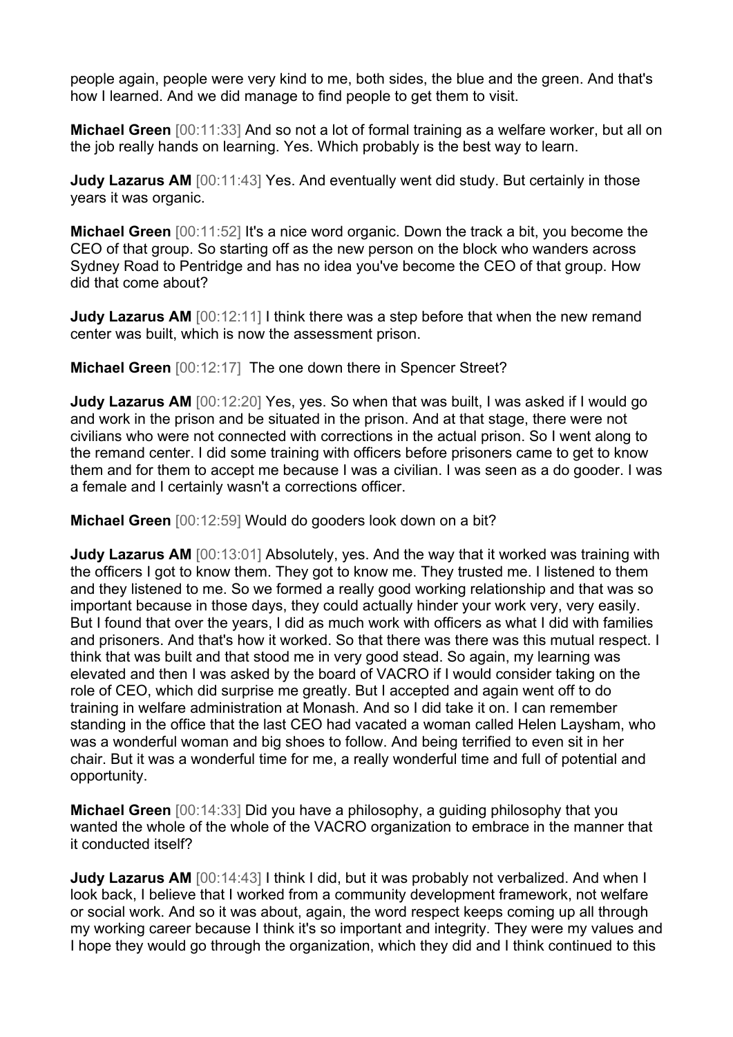people again, people were very kind to me, both sides, the blue and the green. And that's how I learned. And we did manage to find people to get them to visit.

**Michael Green** [00:11:33] And so not a lot of formal training as a welfare worker, but all on the job really hands on learning. Yes. Which probably is the best way to learn.

**Judy Lazarus AM** [00:11:43] Yes. And eventually went did study. But certainly in those years it was organic.

**Michael Green** [00:11:52] It's a nice word organic. Down the track a bit, you become the CEO of that group. So starting off as the new person on the block who wanders across Sydney Road to Pentridge and has no idea you've become the CEO of that group. How did that come about?

**Judy Lazarus AM** [00:12:11] I think there was a step before that when the new remand center was built, which is now the assessment prison.

**Michael Green** [00:12:17] The one down there in Spencer Street?

**Judy Lazarus AM** [00:12:20] Yes, yes. So when that was built, I was asked if I would go and work in the prison and be situated in the prison. And at that stage, there were not civilians who were not connected with corrections in the actual prison. So I went along to the remand center. I did some training with officers before prisoners came to get to know them and for them to accept me because I was a civilian. I was seen as a do gooder. I was a female and I certainly wasn't a corrections officer.

**Michael Green** [00:12:59] Would do gooders look down on a bit?

**Judy Lazarus AM** [00:13:01] Absolutely, yes. And the way that it worked was training with the officers I got to know them. They got to know me. They trusted me. I listened to them and they listened to me. So we formed a really good working relationship and that was so important because in those days, they could actually hinder your work very, very easily. But I found that over the years, I did as much work with officers as what I did with families and prisoners. And that's how it worked. So that there was there was this mutual respect. I think that was built and that stood me in very good stead. So again, my learning was elevated and then I was asked by the board of VACRO if I would consider taking on the role of CEO, which did surprise me greatly. But I accepted and again went off to do training in welfare administration at Monash. And so I did take it on. I can remember standing in the office that the last CEO had vacated a woman called Helen Laysham, who was a wonderful woman and big shoes to follow. And being terrified to even sit in her chair. But it was a wonderful time for me, a really wonderful time and full of potential and opportunity.

**Michael Green** [00:14:33] Did you have a philosophy, a guiding philosophy that you wanted the whole of the whole of the VACRO organization to embrace in the manner that it conducted itself?

**Judy Lazarus AM** [00:14:43] I think I did, but it was probably not verbalized. And when I look back, I believe that I worked from a community development framework, not welfare or social work. And so it was about, again, the word respect keeps coming up all through my working career because I think it's so important and integrity. They were my values and I hope they would go through the organization, which they did and I think continued to this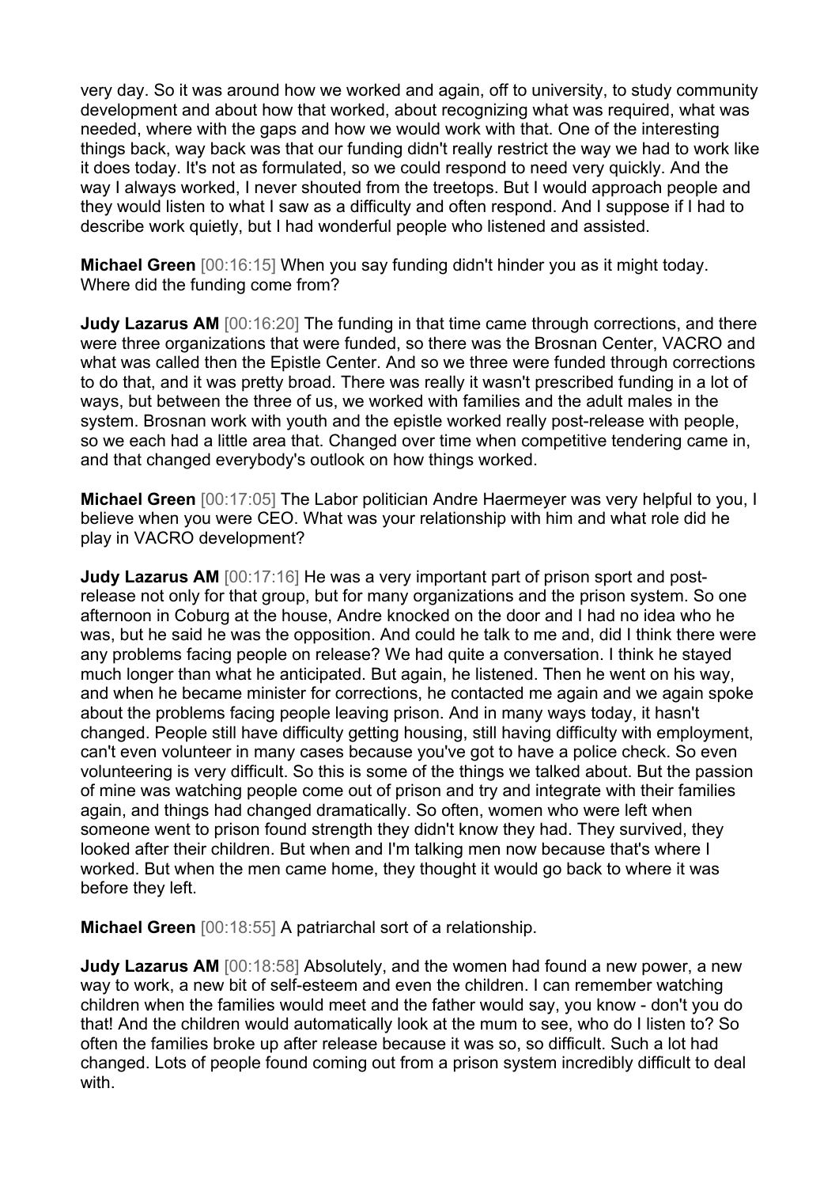very day. So it was around how we worked and again, off to university, to study community development and about how that worked, about recognizing what was required, what was needed, where with the gaps and how we would work with that. One of the interesting things back, way back was that our funding didn't really restrict the way we had to work like it does today. It's not as formulated, so we could respond to need very quickly. And the way I always worked, I never shouted from the treetops. But I would approach people and they would listen to what I saw as a difficulty and often respond. And I suppose if I had to describe work quietly, but I had wonderful people who listened and assisted.

**Michael Green** [00:16:15] When you say funding didn't hinder you as it might today. Where did the funding come from?

**Judy Lazarus AM** [00:16:20] The funding in that time came through corrections, and there were three organizations that were funded, so there was the Brosnan Center, VACRO and what was called then the Epistle Center. And so we three were funded through corrections to do that, and it was pretty broad. There was really it wasn't prescribed funding in a lot of ways, but between the three of us, we worked with families and the adult males in the system. Brosnan work with youth and the epistle worked really post-release with people, so we each had a little area that. Changed over time when competitive tendering came in, and that changed everybody's outlook on how things worked.

**Michael Green** [00:17:05] The Labor politician Andre Haermeyer was very helpful to you, I believe when you were CEO. What was your relationship with him and what role did he play in VACRO development?

**Judy Lazarus AM** [00:17:16] He was a very important part of prison sport and post-release not only for that group, but for many organizations and the prison system. So one afternoon in Coburg at the house, Andre knocked on the door and I had no idea who he was, but he said he was the opposition. And could he talk to me and, did I think there were any problems facing people on release? We had quite a conversation. I think he stayed much longer than what he anticipated. But again, he listened. Then he went on his way, and when he became minister for corrections, he contacted me again and we again spoke about the problems facing people leaving prison. And in many ways today, it hasn't changed. People still have difficulty getting housing, still having difficulty with employment, can't even volunteer in many cases because you've got to have a police check. So even volunteering is very difficult. So this is some of the things we talked about. But the passion of mine was watching people come out of prison and try and integrate with their families again, and things had changed dramatically. So often, women who were left when someone went to prison found strength they didn't know they had. They survived, they looked after their children. But when and I'm talking men now because that's where I worked. But when the men came home, they thought it would go back to where it was before they left.

**Michael Green** [00:18:55] A patriarchal sort of a relationship.

**Judy Lazarus AM** [00:18:58] Absolutely, and the women had found a new power, a new way to work, a new bit of self-esteem and even the children. I can remember watching children when the families would meet and the father would say, you know - don't you do that! And the children would automatically look at the mum to see, who do I listen to? So often the families broke up after release because it was so, so difficult. Such a lot had changed. Lots of people found coming out from a prison system incredibly difficult to deal with.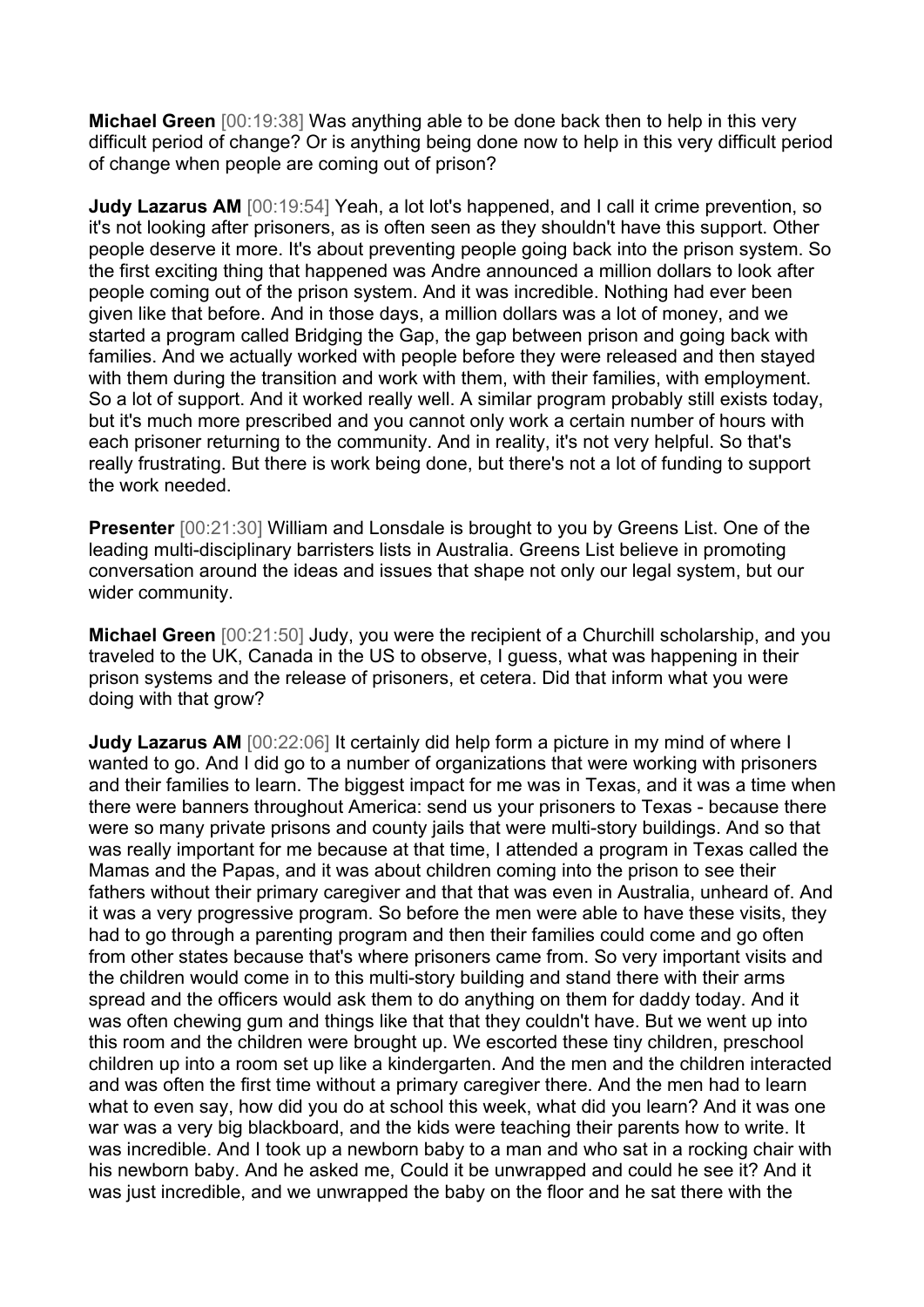**Michael Green** [00:19:38] Was anything able to be done back then to help in this very difficult period of change? Or is anything being done now to help in this very difficult period of change when people are coming out of prison?

**Judy Lazarus AM** [00:19:54] Yeah, a lot lot's happened, and I call it crime prevention, so it's not looking after prisoners, as is often seen as they shouldn't have this support. Other people deserve it more. It's about preventing people going back into the prison system. So the first exciting thing that happened was Andre announced a million dollars to look after people coming out of the prison system. And it was incredible. Nothing had ever been given like that before. And in those days, a million dollars was a lot of money, and we started a program called Bridging the Gap, the gap between prison and going back with families. And we actually worked with people before they were released and then stayed with them during the transition and work with them, with their families, with employment. So a lot of support. And it worked really well. A similar program probably still exists today, but it's much more prescribed and you cannot only work a certain number of hours with each prisoner returning to the community. And in reality, it's not very helpful. So that's really frustrating. But there is work being done, but there's not a lot of funding to support the work needed.

**Presenter** [00:21:30] William and Lonsdale is brought to you by Greens List. One of the leading multi-disciplinary barristers lists in Australia. Greens List believe in promoting conversation around the ideas and issues that shape not only our legal system, but our wider community.

**Michael Green** [00:21:50] Judy, you were the recipient of a Churchill scholarship, and you traveled to the UK, Canada in the US to observe, I guess, what was happening in their prison systems and the release of prisoners, et cetera. Did that inform what you were doing with that grow?

**Judy Lazarus AM** [00:22:06] It certainly did help form a picture in my mind of where I wanted to go. And I did go to a number of organizations that were working with prisoners and their families to learn. The biggest impact for me was in Texas, and it was a time when there were banners throughout America: send us your prisoners to Texas - because there were so many private prisons and county jails that were multi-story buildings. And so that was really important for me because at that time, I attended a program in Texas called the Mamas and the Papas, and it was about children coming into the prison to see their fathers without their primary caregiver and that that was even in Australia, unheard of. And it was a very progressive program. So before the men were able to have these visits, they had to go through a parenting program and then their families could come and go often from other states because that's where prisoners came from. So very important visits and the children would come in to this multi-story building and stand there with their arms spread and the officers would ask them to do anything on them for daddy today. And it was often chewing gum and things like that that they couldn't have. But we went up into this room and the children were brought up. We escorted these tiny children, preschool children up into a room set up like a kindergarten. And the men and the children interacted and was often the first time without a primary caregiver there. And the men had to learn what to even say, how did you do at school this week, what did you learn? And it was one war was a very big blackboard, and the kids were teaching their parents how to write. It was incredible. And I took up a newborn baby to a man and who sat in a rocking chair with his newborn baby. And he asked me, Could it be unwrapped and could he see it? And it was just incredible, and we unwrapped the baby on the floor and he sat there with the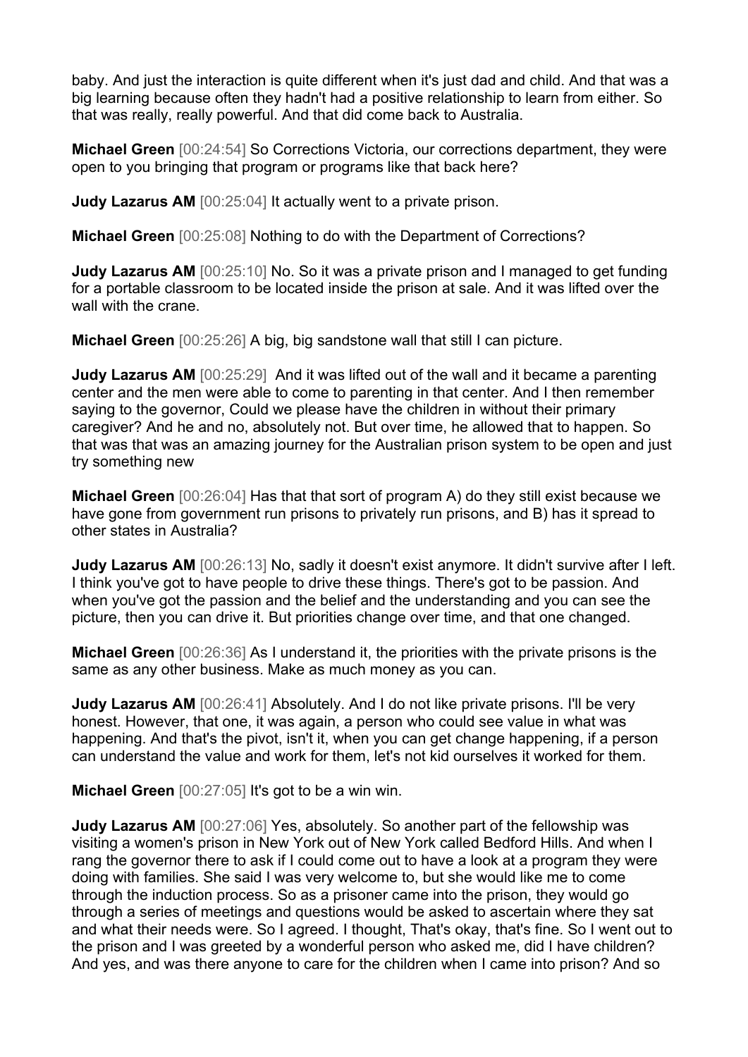baby. And just the interaction is quite different when it's just dad and child. And that was a big learning because often they hadn't had a positive relationship to learn from either. So that was really, really powerful. And that did come back to Australia.

**Michael Green** [00:24:54] So Corrections Victoria, our corrections department, they were open to you bringing that program or programs like that back here?

**Judy Lazarus AM** [00:25:04] It actually went to a private prison.

**Michael Green** [00:25:08] Nothing to do with the Department of Corrections?

**Judy Lazarus AM** [00:25:10] No. So it was a private prison and I managed to get funding for a portable classroom to be located inside the prison at sale. And it was lifted over the wall with the crane.

**Michael Green** [00:25:26] A big, big sandstone wall that still I can picture.

**Judy Lazarus AM** [00:25:29] And it was lifted out of the wall and it became a parenting center and the men were able to come to parenting in that center. And I then remember saying to the governor, Could we please have the children in without their primary caregiver? And he and no, absolutely not. But over time, he allowed that to happen. So that was that was an amazing journey for the Australian prison system to be open and just try something new

**Michael Green** [00:26:04] Has that that sort of program A) do they still exist because we have gone from government run prisons to privately run prisons, and B) has it spread to other states in Australia?

**Judy Lazarus AM** [00:26:13] No, sadly it doesn't exist anymore. It didn't survive after I left. I think you've got to have people to drive these things. There's got to be passion. And when you've got the passion and the belief and the understanding and you can see the picture, then you can drive it. But priorities change over time, and that one changed.

**Michael Green** [00:26:36] As I understand it, the priorities with the private prisons is the same as any other business. Make as much money as you can.

**Judy Lazarus AM** [00:26:41] Absolutely. And I do not like private prisons. I'll be very honest. However, that one, it was again, a person who could see value in what was happening. And that's the pivot, isn't it, when you can get change happening, if a person can understand the value and work for them, let's not kid ourselves it worked for them.

**Michael Green** [00:27:05] It's got to be a win win.

**Judy Lazarus AM** [00:27:06] Yes, absolutely. So another part of the fellowship was visiting a women's prison in New York out of New York called Bedford Hills. And when I rang the governor there to ask if I could come out to have a look at a program they were doing with families. She said I was very welcome to, but she would like me to come through the induction process. So as a prisoner came into the prison, they would go through a series of meetings and questions would be asked to ascertain where they sat and what their needs were. So I agreed. I thought, That's okay, that's fine. So I went out to the prison and I was greeted by a wonderful person who asked me, did I have children? And yes, and was there anyone to care for the children when I came into prison? And so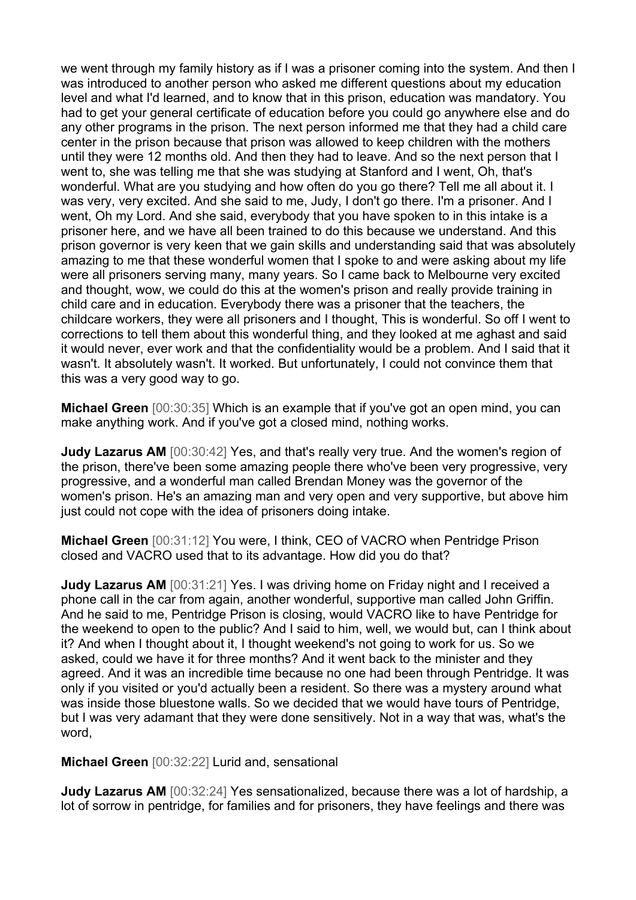we went through my family history as if I was a prisoner coming into the system. And then I was introduced to another person who asked me different questions about my education level and what I'd learned, and to know that in this prison, education was mandatory. You had to get your general certificate of education before you could go anywhere else and do any other programs in the prison. The next person informed me that they had a child care center in the prison because that prison was allowed to keep children with the mothers until they were 12 months old. And then they had to leave. And so the next person that I went to, she was telling me that she was studying at Stanford and I went, Oh, that's wonderful. What are you studying and how often do you go there? Tell me all about it. I was very, very excited. And she said to me, Judy, I don't go there. I'm a prisoner. And I went, Oh my Lord. And she said, everybody that you have spoken to in this intake is a prisoner here, and we have all been trained to do this because we understand. And this prison governor is very keen that we gain skills and understanding said that was absolutely amazing to me that these wonderful women that I spoke to and were asking about my life were all prisoners serving many, many years. So I came back to Melbourne very excited and thought, wow, we could do this at the women's prison and really provide training in child care and in education. Everybody there was a prisoner that the teachers, the childcare workers, they were all prisoners and I thought, This is wonderful. So off I went to corrections to tell them about this wonderful thing, and they looked at me aghast and said it would never, ever work and that the confidentiality would be a problem. And I said that it wasn't. It absolutely wasn't. It worked. But unfortunately, I could not convince them that this was a very good way to go.

**Michael Green** [00:30:35] Which is an example that if you've got an open mind, you can make anything work. And if you've got a closed mind, nothing works.

**Judy Lazarus AM** [00:30:42] Yes, and that's really very true. And the women's region of the prison, there've been some amazing people there who've been very progressive, very progressive, and a wonderful man called Brendan Money was the governor of the women's prison. He's an amazing man and very open and very supportive, but above him just could not cope with the idea of prisoners doing intake.

**Michael Green** [00:31:12] You were, I think, CEO of VACRO when Pentridge Prison closed and VACRO used that to its advantage. How did you do that?

**Judy Lazarus AM** [00:31:21] Yes. I was driving home on Friday night and I received a phone call in the car from again, another wonderful, supportive man called John Griffin. And he said to me, Pentridge Prison is closing, would VACRO like to have Pentridge for the weekend to open to the public? And I said to him, well, we would but, can I think about it? And when I thought about it, I thought weekend's not going to work for us. So we asked, could we have it for three months? And it went back to the minister and they agreed. And it was an incredible time because no one had been through Pentridge. It was only if you visited or you'd actually been a resident. So there was a mystery around what was inside those bluestone walls. So we decided that we would have tours of Pentridge, but I was very adamant that they were done sensitively. Not in a way that was, what's the word,

**Michael Green** [00:32:22] Lurid and, sensational

**Judy Lazarus AM** [00:32:24] Yes sensationalized, because there was a lot of hardship, a lot of sorrow in pentridge, for families and for prisoners, they have feelings and there was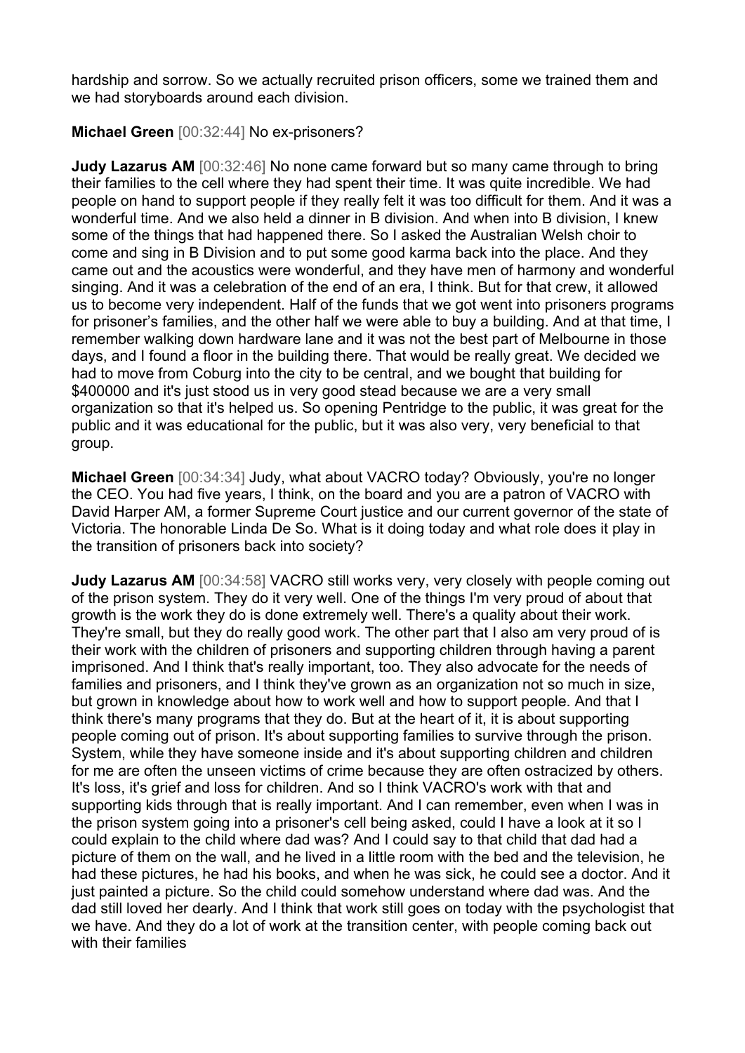hardship and sorrow. So we actually recruited prison officers, some we trained them and we had storyboards around each division.

**Michael Green** [00:32:44] No ex-prisoners?

**Judy Lazarus AM** [00:32:46] No none came forward but so many came through to bring their families to the cell where they had spent their time. It was quite incredible. We had people on hand to support people if they really felt it was too difficult for them. And it was a wonderful time. And we also held a dinner in B division. And when into B division, I knew some of the things that had happened there. So I asked the Australian Welsh choir to come and sing in B Division and to put some good karma back into the place. And they came out and the acoustics were wonderful, and they have men of harmony and wonderful singing. And it was a celebration of the end of an era, I think. But for that crew, it allowed us to become very independent. Half of the funds that we got went into prisoners programs for prisoner's families, and the other half we were able to buy a building. And at that time, I remember walking down hardware lane and it was not the best part of Melbourne in those days, and I found a floor in the building there. That would be really great. We decided we had to move from Coburg into the city to be central, and we bought that building for $400000 and it's just stood us in very good stead because we are a very small organization so that it's helped us. So opening Pentridge to the public, it was great for the public and it was educational for the public, but it was also very, very beneficial to that group.

**Michael Green** [00:34:34] Judy, what about VACRO today? Obviously, you're no longer the CEO. You had five years, I think, on the board and you are a patron of VACRO with David Harper AM, a former Supreme Court justice and our current governor of the state of Victoria. The honorable Linda De So. What is it doing today and what role does it play in the transition of prisoners back into society?

**Judy Lazarus AM** [00:34:58] VACRO still works very, very closely with people coming out of the prison system. They do it very well. One of the things I'm very proud of about that growth is the work they do is done extremely well. There's a quality about their work. They're small, but they do really good work. The other part that I also am very proud of is their work with the children of prisoners and supporting children through having a parent imprisoned. And I think that's really important, too. They also advocate for the needs of families and prisoners, and I think they've grown as an organization not so much in size, but grown in knowledge about how to work well and how to support people. And that I think there's many programs that they do. But at the heart of it, it is about supporting people coming out of prison. It's about supporting families to survive through the prison. System, while they have someone inside and it's about supporting children and children for me are often the unseen victims of crime because they are often ostracized by others. It's loss, it's grief and loss for children. And so I think VACRO's work with that and supporting kids through that is really important. And I can remember, even when I was in the prison system going into a prisoner's cell being asked, could I have a look at it so I could explain to the child where dad was? And I could say to that child that dad had a picture of them on the wall, and he lived in a little room with the bed and the television, he had these pictures, he had his books, and when he was sick, he could see a doctor. And it just painted a picture. So the child could somehow understand where dad was. And the dad still loved her dearly. And I think that work still goes on today with the psychologist that we have. And they do a lot of work at the transition center, with people coming back out with their families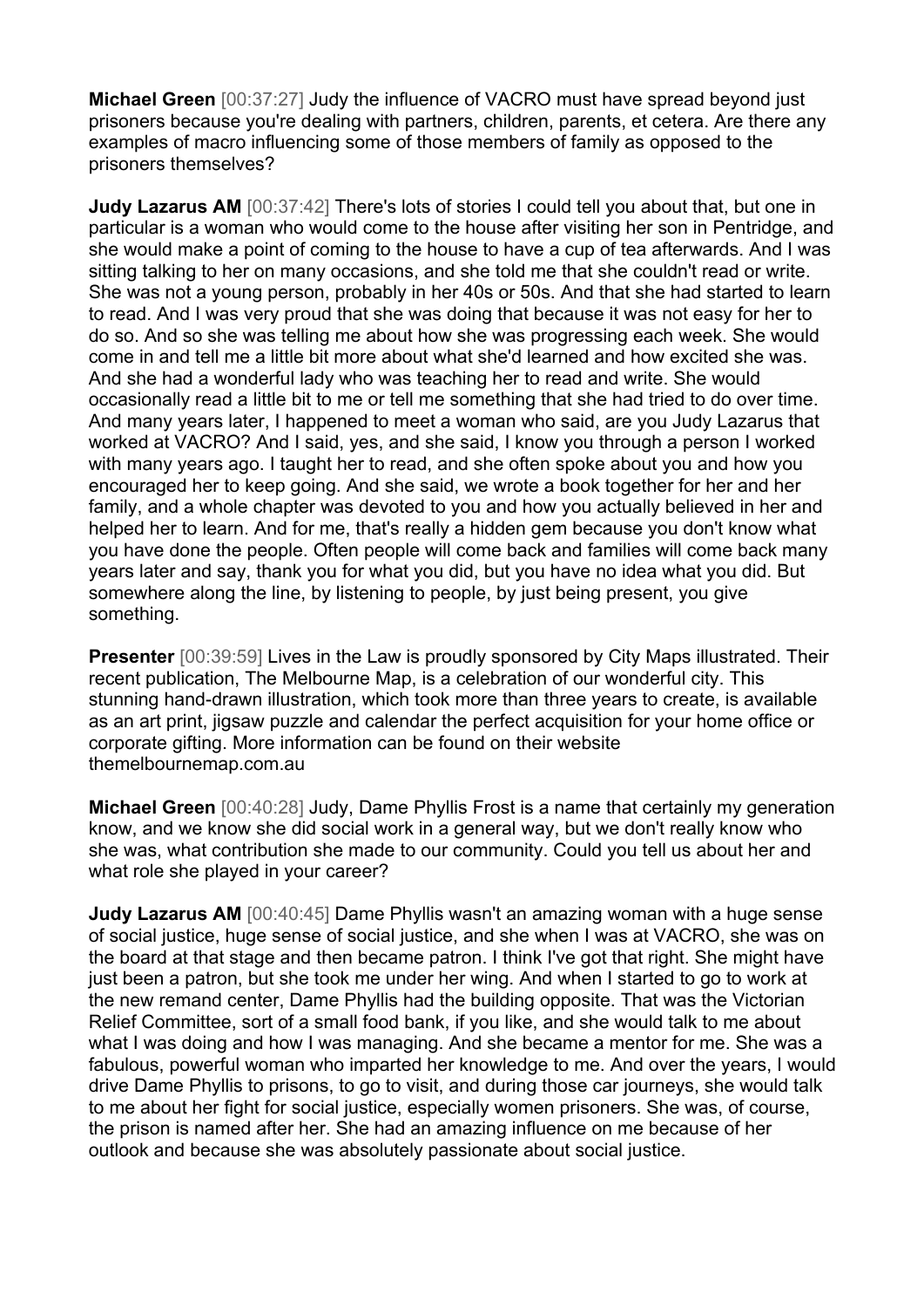**Michael Green** [00:37:27] Judy the influence of VACRO must have spread beyond just prisoners because you're dealing with partners, children, parents, et cetera. Are there any examples of macro influencing some of those members of family as opposed to the prisoners themselves?

**Judy Lazarus AM** [00:37:42] There's lots of stories I could tell you about that, but one in particular is a woman who would come to the house after visiting her son in Pentridge, and she would make a point of coming to the house to have a cup of tea afterwards. And I was sitting talking to her on many occasions, and she told me that she couldn't read or write. She was not a young person, probably in her 40s or 50s. And that she had started to learn to read. And I was very proud that she was doing that because it was not easy for her to do so. And so she was telling me about how she was progressing each week. She would come in and tell me a little bit more about what she'd learned and how excited she was. And she had a wonderful lady who was teaching her to read and write. She would occasionally read a little bit to me or tell me something that she had tried to do over time. And many years later, I happened to meet a woman who said, are you Judy Lazarus that worked at VACRO? And I said, yes, and she said, I know you through a person I worked with many years ago. I taught her to read, and she often spoke about you and how you encouraged her to keep going. And she said, we wrote a book together for her and her family, and a whole chapter was devoted to you and how you actually believed in her and helped her to learn. And for me, that's really a hidden gem because you don't know what you have done the people. Often people will come back and families will come back many years later and say, thank you for what you did, but you have no idea what you did. But somewhere along the line, by listening to people, by just being present, you give something.

**Presenter** [00:39:59] Lives in the Law is proudly sponsored by City Maps illustrated. Their recent publication, The Melbourne Map, is a celebration of our wonderful city. This stunning hand-drawn illustration, which took more than three years to create, is available as an art print, jigsaw puzzle and calendar the perfect acquisition for your home office or corporate gifting. More information can be found on their website themelbournemap.com.au

**Michael Green** [00:40:28] Judy, Dame Phyllis Frost is a name that certainly my generation know, and we know she did social work in a general way, but we don't really know who she was, what contribution she made to our community. Could you tell us about her and what role she played in your career?

**Judy Lazarus AM** [00:40:45] Dame Phyllis wasn't an amazing woman with a huge sense of social justice, huge sense of social justice, and she when I was at VACRO, she was on the board at that stage and then became patron. I think I've got that right. She might have just been a patron, but she took me under her wing. And when I started to go to work at the new remand center, Dame Phyllis had the building opposite. That was the Victorian Relief Committee, sort of a small food bank, if you like, and she would talk to me about what I was doing and how I was managing. And she became a mentor for me. She was a fabulous, powerful woman who imparted her knowledge to me. And over the years, I would drive Dame Phyllis to prisons, to go to visit, and during those car journeys, she would talk to me about her fight for social justice, especially women prisoners. She was, of course, the prison is named after her. She had an amazing influence on me because of her outlook and because she was absolutely passionate about social justice.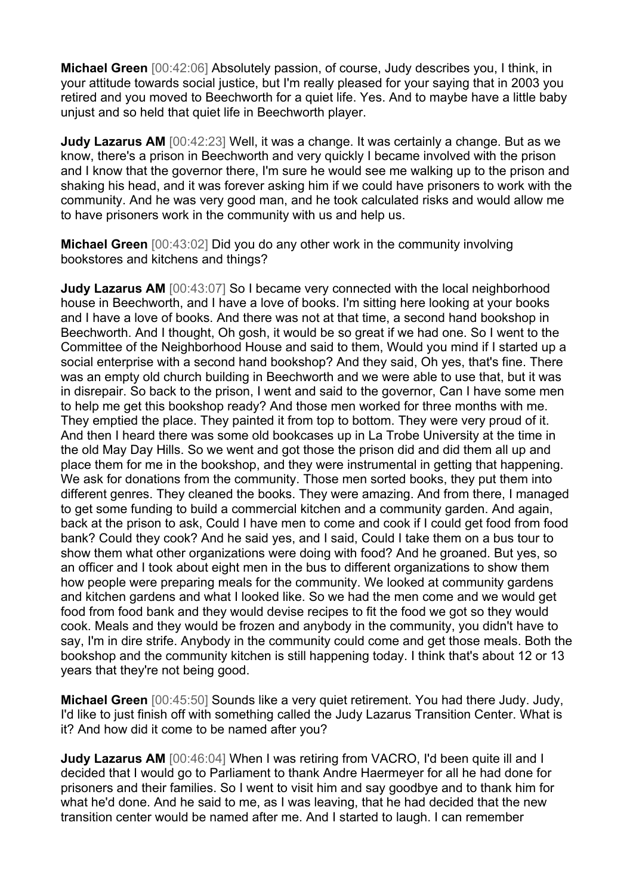**Michael Green** [00:42:06] Absolutely passion, of course, Judy describes you, I think, in your attitude towards social justice, but I'm really pleased for your saying that in 2003 you retired and you moved to Beechworth for a quiet life. Yes. And to maybe have a little baby unjust and so held that quiet life in Beechworth player.

**Judy Lazarus AM** [00:42:23] Well, it was a change. It was certainly a change. But as we know, there's a prison in Beechworth and very quickly I became involved with the prison and I know that the governor there, I'm sure he would see me walking up to the prison and shaking his head, and it was forever asking him if we could have prisoners to work with the community. And he was very good man, and he took calculated risks and would allow me to have prisoners work in the community with us and help us.

**Michael Green** [00:43:02] Did you do any other work in the community involving bookstores and kitchens and things?

**Judy Lazarus AM** [00:43:07] So I became very connected with the local neighborhood house in Beechworth, and I have a love of books. I'm sitting here looking at your books and I have a love of books. And there was not at that time, a second hand bookshop in Beechworth. And I thought, Oh gosh, it would be so great if we had one. So I went to the Committee of the Neighborhood House and said to them, Would you mind if I started up a social enterprise with a second hand bookshop? And they said, Oh yes, that's fine. There was an empty old church building in Beechworth and we were able to use that, but it was in disrepair. So back to the prison, I went and said to the governor, Can I have some men to help me get this bookshop ready? And those men worked for three months with me. They emptied the place. They painted it from top to bottom. They were very proud of it. And then I heard there was some old bookcases up in La Trobe University at the time in the old May Day Hills. So we went and got those the prison did and did them all up and place them for me in the bookshop, and they were instrumental in getting that happening. We ask for donations from the community. Those men sorted books, they put them into different genres. They cleaned the books. They were amazing. And from there, I managed to get some funding to build a commercial kitchen and a community garden. And again, back at the prison to ask, Could I have men to come and cook if I could get food from food bank? Could they cook? And he said yes, and I said, Could I take them on a bus tour to show them what other organizations were doing with food? And he groaned. But yes, so an officer and I took about eight men in the bus to different organizations to show them how people were preparing meals for the community. We looked at community gardens and kitchen gardens and what I looked like. So we had the men come and we would get food from food bank and they would devise recipes to fit the food we got so they would cook. Meals and they would be frozen and anybody in the community, you didn't have to say, I'm in dire strife. Anybody in the community could come and get those meals. Both the bookshop and the community kitchen is still happening today. I think that's about 12 or 13 years that they're not being good.

**Michael Green** [00:45:50] Sounds like a very quiet retirement. You had there Judy. Judy, I'd like to just finish off with something called the Judy Lazarus Transition Center. What is it? And how did it come to be named after you?

**Judy Lazarus AM** [00:46:04] When I was retiring from VACRO, I'd been quite ill and I decided that I would go to Parliament to thank Andre Haermeyer for all he had done for prisoners and their families. So I went to visit him and say goodbye and to thank him for what he'd done. And he said to me, as I was leaving, that he had decided that the new transition center would be named after me. And I started to laugh. I can remember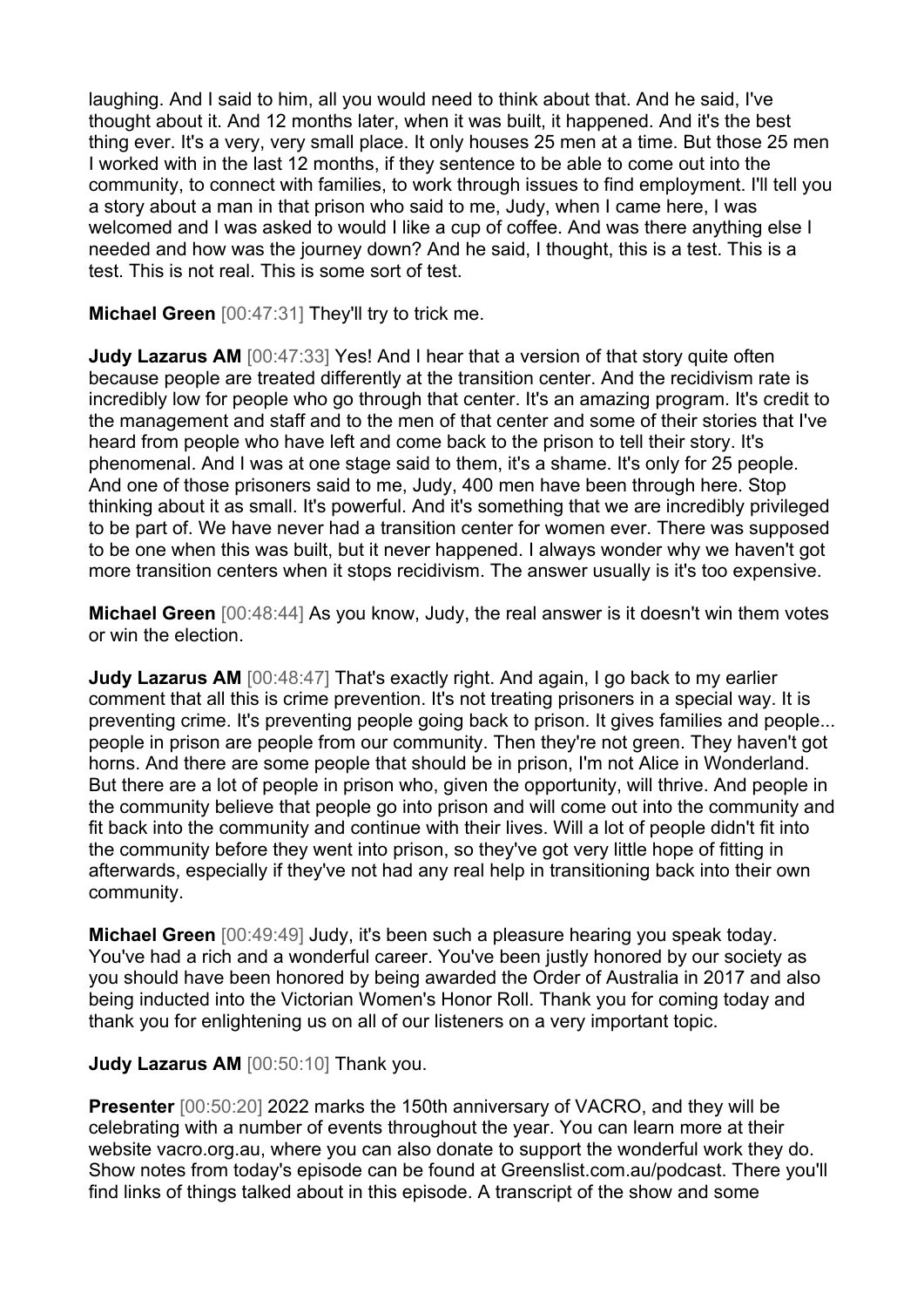laughing. And I said to him, all you would need to think about that. And he said, I've thought about it. And 12 months later, when it was built, it happened. And it's the best thing ever. It's a very, very small place. It only houses 25 men at a time. But those 25 men I worked with in the last 12 months, if they sentence to be able to come out into the community, to connect with families, to work through issues to find employment. I'll tell you a story about a man in that prison who said to me, Judy, when I came here, I was welcomed and I was asked to would I like a cup of coffee. And was there anything else I needed and how was the journey down? And he said, I thought, this is a test. This is a test. This is not real. This is some sort of test.

**Michael Green** [00:47:31] They'll try to trick me.

**Judy Lazarus AM** [00:47:33] Yes! And I hear that a version of that story quite often because people are treated differently at the transition center. And the recidivism rate is incredibly low for people who go through that center. It's an amazing program. It's credit to the management and staff and to the men of that center and some of their stories that I've heard from people who have left and come back to the prison to tell their story. It's phenomenal. And I was at one stage said to them, it's a shame. It's only for 25 people. And one of those prisoners said to me, Judy, 400 men have been through here. Stop thinking about it as small. It's powerful. And it's something that we are incredibly privileged to be part of. We have never had a transition center for women ever. There was supposed to be one when this was built, but it never happened. I always wonder why we haven't got more transition centers when it stops recidivism. The answer usually is it's too expensive.

**Michael Green** [00:48:44] As you know, Judy, the real answer is it doesn't win them votes or win the election.

**Judy Lazarus AM** [00:48:47] That's exactly right. And again, I go back to my earlier comment that all this is crime prevention. It's not treating prisoners in a special way. It is preventing crime. It's preventing people going back to prison. It gives families and people... people in prison are people from our community. Then they're not green. They haven't got horns. And there are some people that should be in prison, I'm not Alice in Wonderland. But there are a lot of people in prison who, given the opportunity, will thrive. And people in the community believe that people go into prison and will come out into the community and fit back into the community and continue with their lives. Will a lot of people didn't fit into the community before they went into prison, so they've got very little hope of fitting in afterwards, especially if they've not had any real help in transitioning back into their own community.

**Michael Green** [00:49:49] Judy, it's been such a pleasure hearing you speak today. You've had a rich and a wonderful career. You've been justly honored by our society as you should have been honored by being awarded the Order of Australia in 2017 and also being inducted into the Victorian Women's Honor Roll. Thank you for coming today and thank you for enlightening us on all of our listeners on a very important topic.

**Judy Lazarus AM** [00:50:10] Thank you.

**Presenter** [00:50:20] 2022 marks the 150th anniversary of VACRO, and they will be celebrating with a number of events throughout the year. You can learn more at their website vacro.org.au, where you can also donate to support the wonderful work they do. Show notes from today's episode can be found at Greenslist.com.au/podcast. There you'll find links of things talked about in this episode. A transcript of the show and some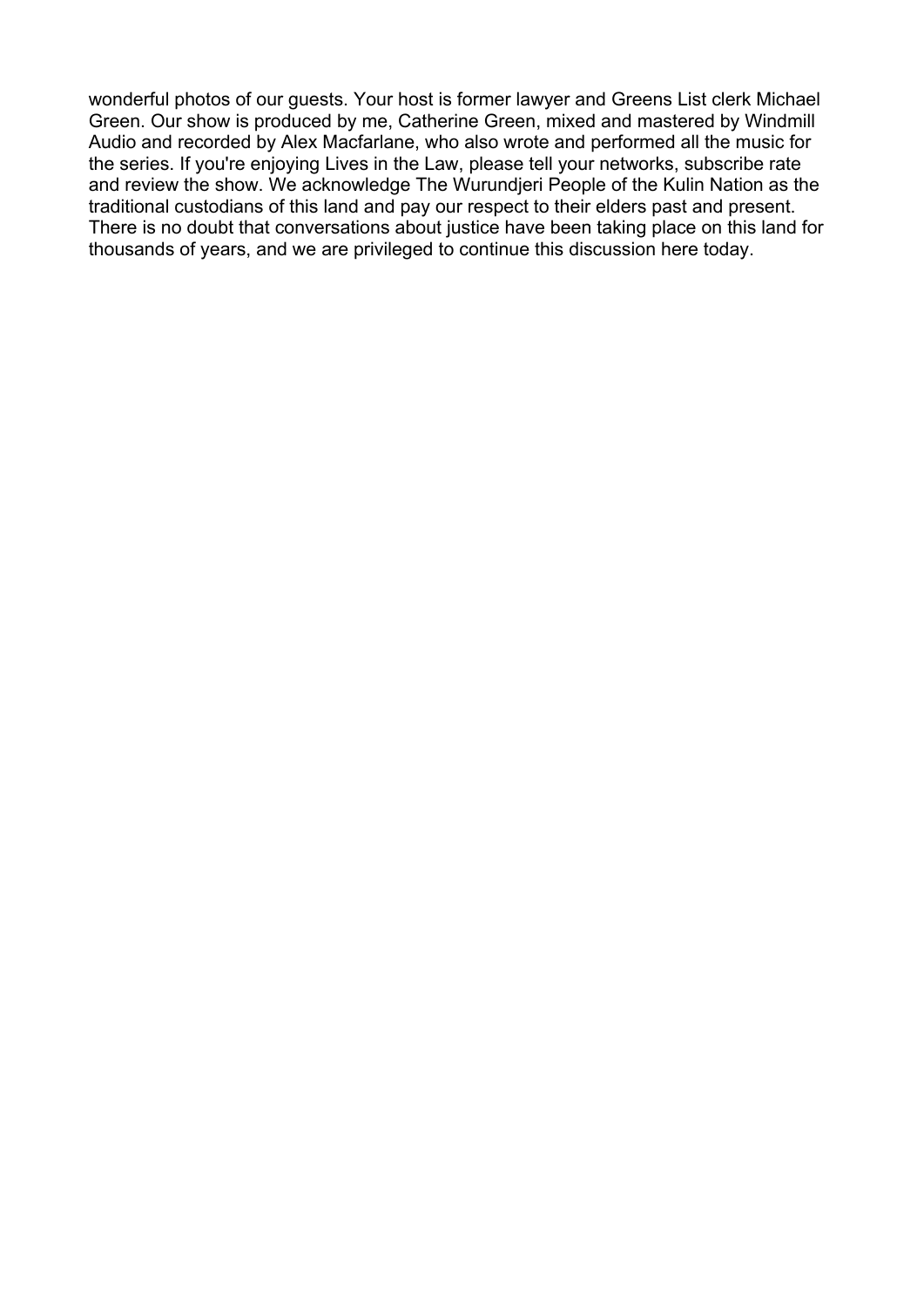wonderful photos of our guests. Your host is former lawyer and Greens List clerk Michael Green. Our show is produced by me, Catherine Green, mixed and mastered by Windmill Audio and recorded by Alex Macfarlane, who also wrote and performed all the music for the series. If you're enjoying Lives in the Law, please tell your networks, subscribe rate and review the show. We acknowledge The Wurundjeri People of the Kulin Nation as the traditional custodians of this land and pay our respect to their elders past and present. There is no doubt that conversations about justice have been taking place on this land for thousands of years, and we are privileged to continue this discussion here today.